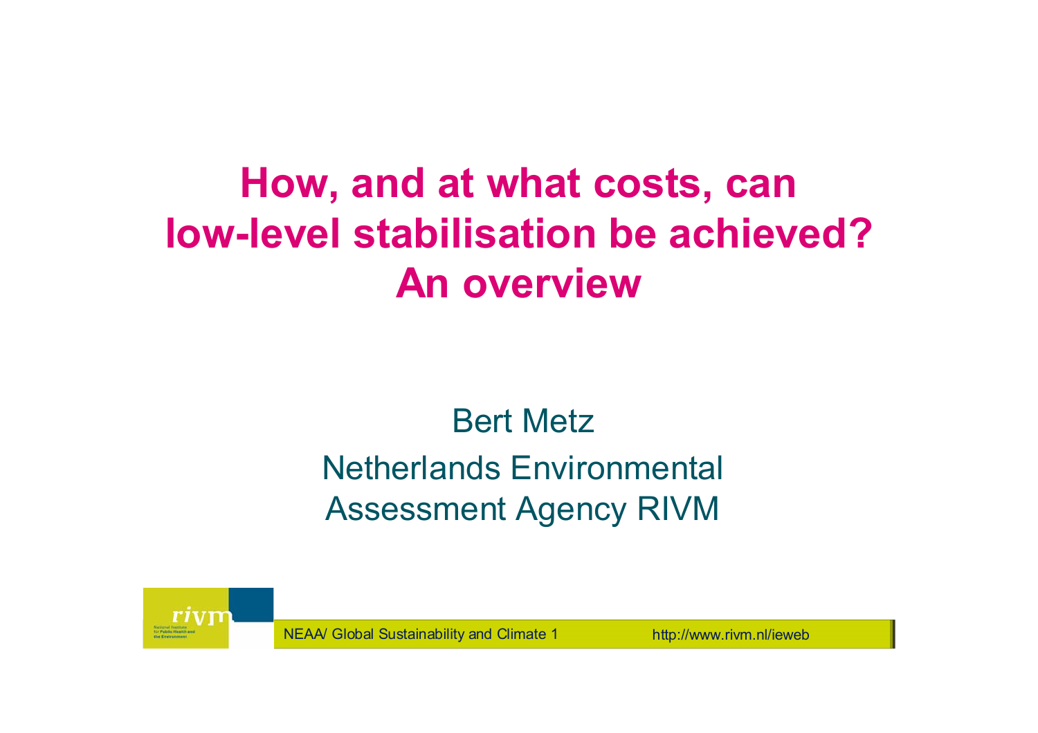# How, and at what costs, can low-level stabilisation be achieved? An overview

Bert Metz

Netherlands Environmental Assessment Agency RIVM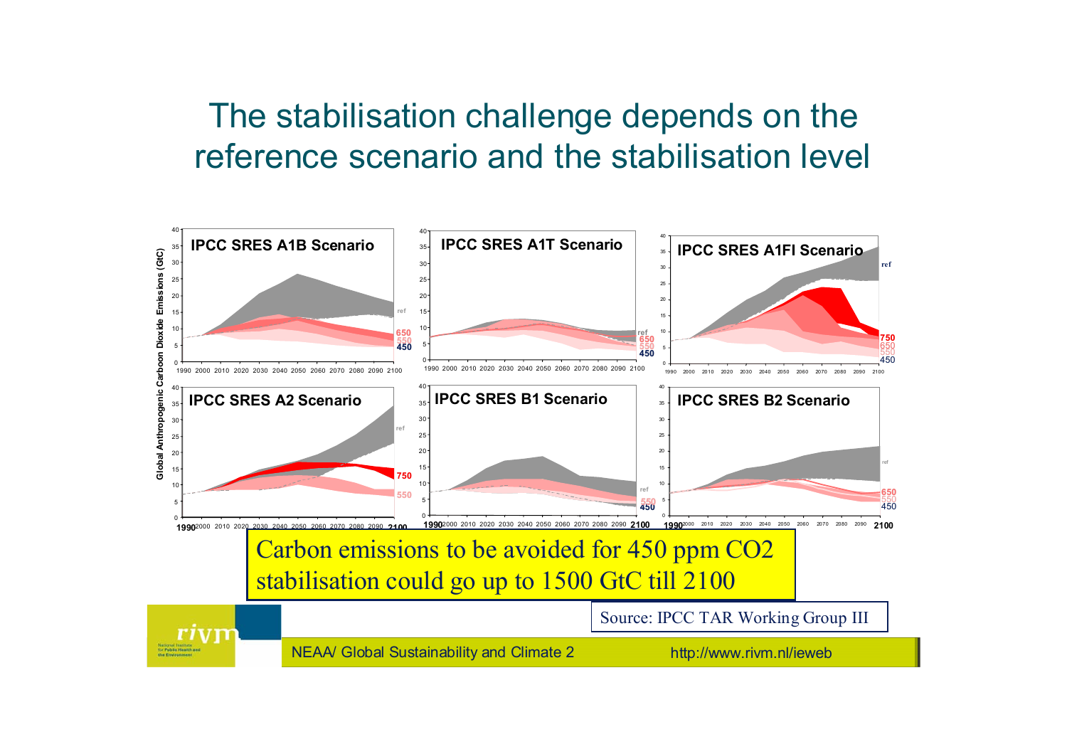# The stabilisation challenge depends on the reference scenario and the stabilisation level

Global Anthropogenic Carbon Dioxide Emissions (GtC)

IPCC SRES A1B Scenario

IPCC SRES A1T Scenario

IPCC SRES A1FI Scenario

IPCC SRES A2 Scenario

IPCC SRES B1 Scenario

IPCC SRES B2 Scenario

Carbon emissions to be avoided for 450 ppm CO2 stabilisation could go up to 1500 GtC till 2100

Source: IPCC TAR Working Group III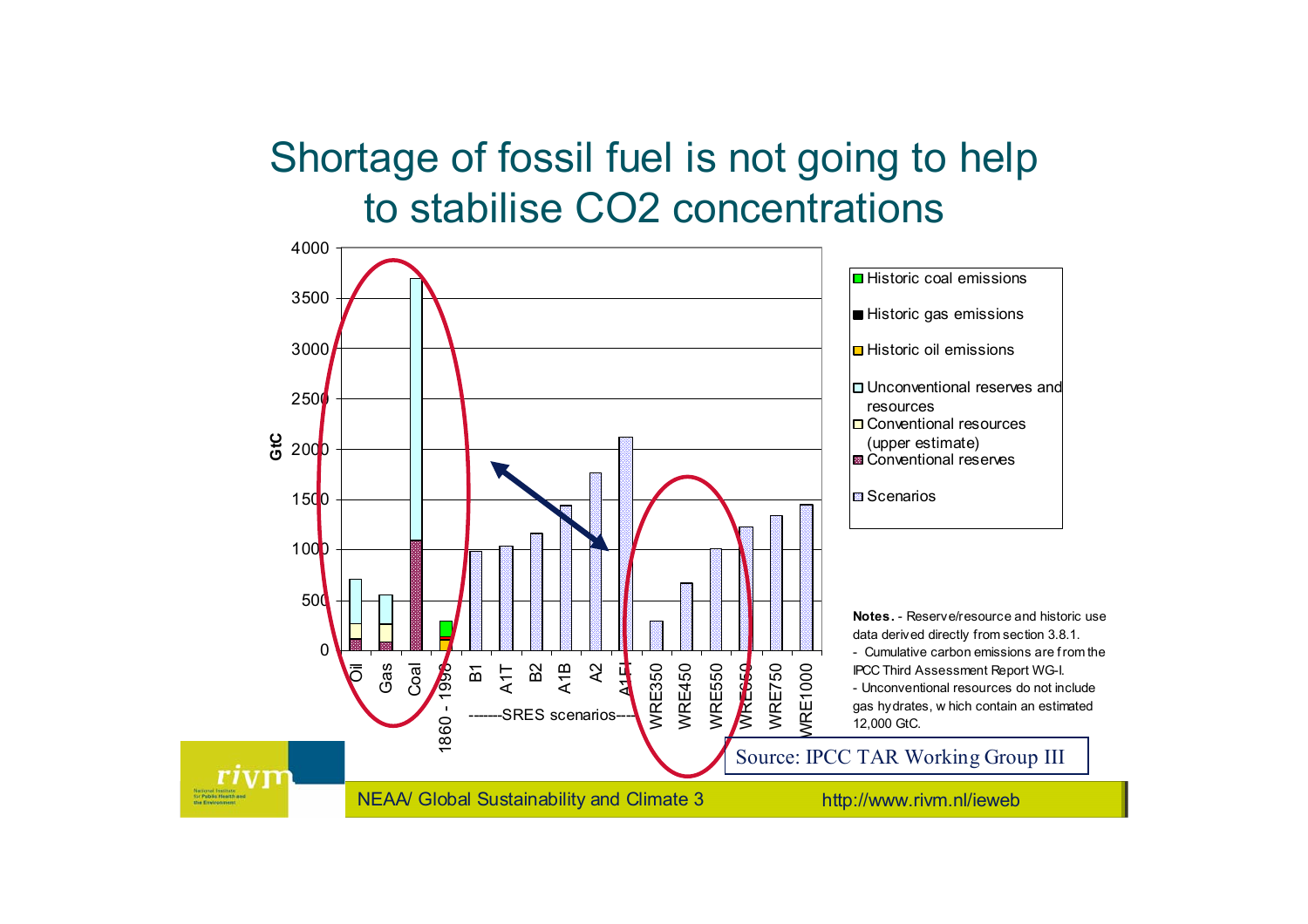# Shortage of fossil fuel is not going to help to stabilise CO2 concentrations

4000
3500
3000
2500
2000
1500
1000
500
0

GtC

Oil | Gas | Coal | 1860 - 1998 | B1 | A1T | B2 | A1B | A2 | A1FI | WRE350 | WRE450 | WRE550 | WRE650 | WRE750 | WRE1000

-------SRES scenarios-----

- Historic coal emissions
- Historic gas emissions
- Historic oil emissions
- Unconventional reserves and resources
- Conventional resources (upper estimate)
- Conventional reserves
- Scenarios

**Notes.** - Reserve/resource and historic use data derived directly from section 3.8.1.
- Cumulative carbon emissions are from the IPCC Third Assessment Report WG-I.
- Unconventional resources do not include gas hydrates, which contain an estimated 12,000 GtC.

Source: IPCC TAR Working Group III

NEAA/ Global Sustainability and Climate 3

http://www.rivm.nl/ieweb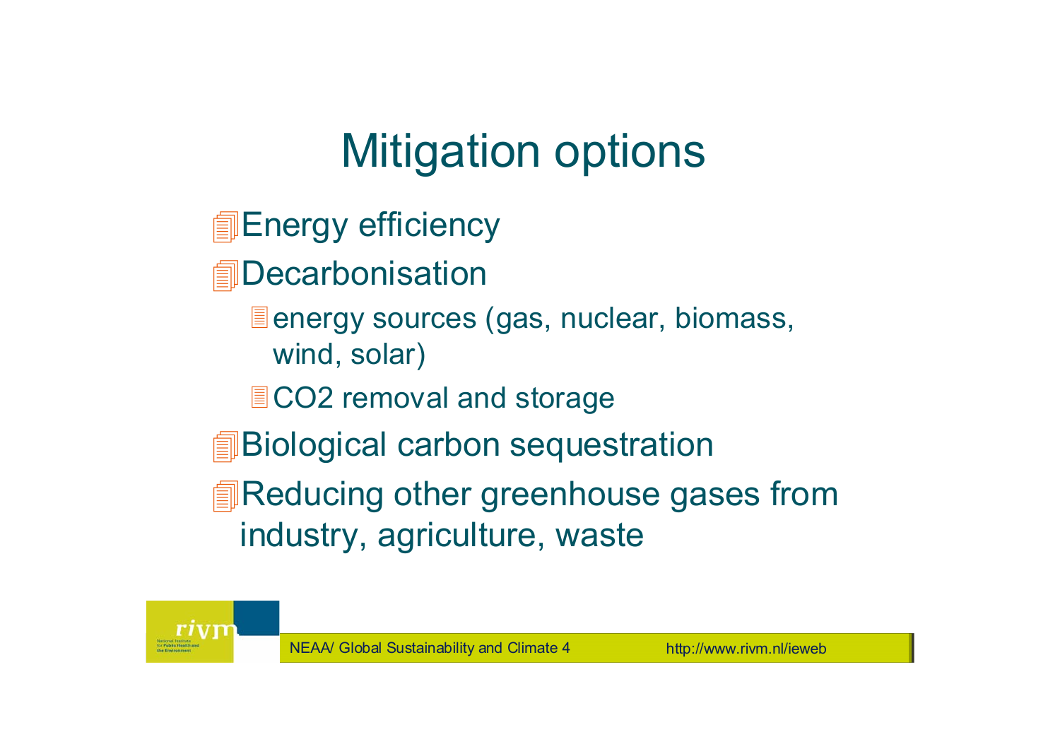# Mitigation options

- Energy efficiency
- Decarbonisation
  - energy sources (gas, nuclear, biomass, wind, solar)
  - $CO_2$ removal and storage
- Biological carbon sequestration
- Reducing other greenhouse gases from industry, agriculture, waste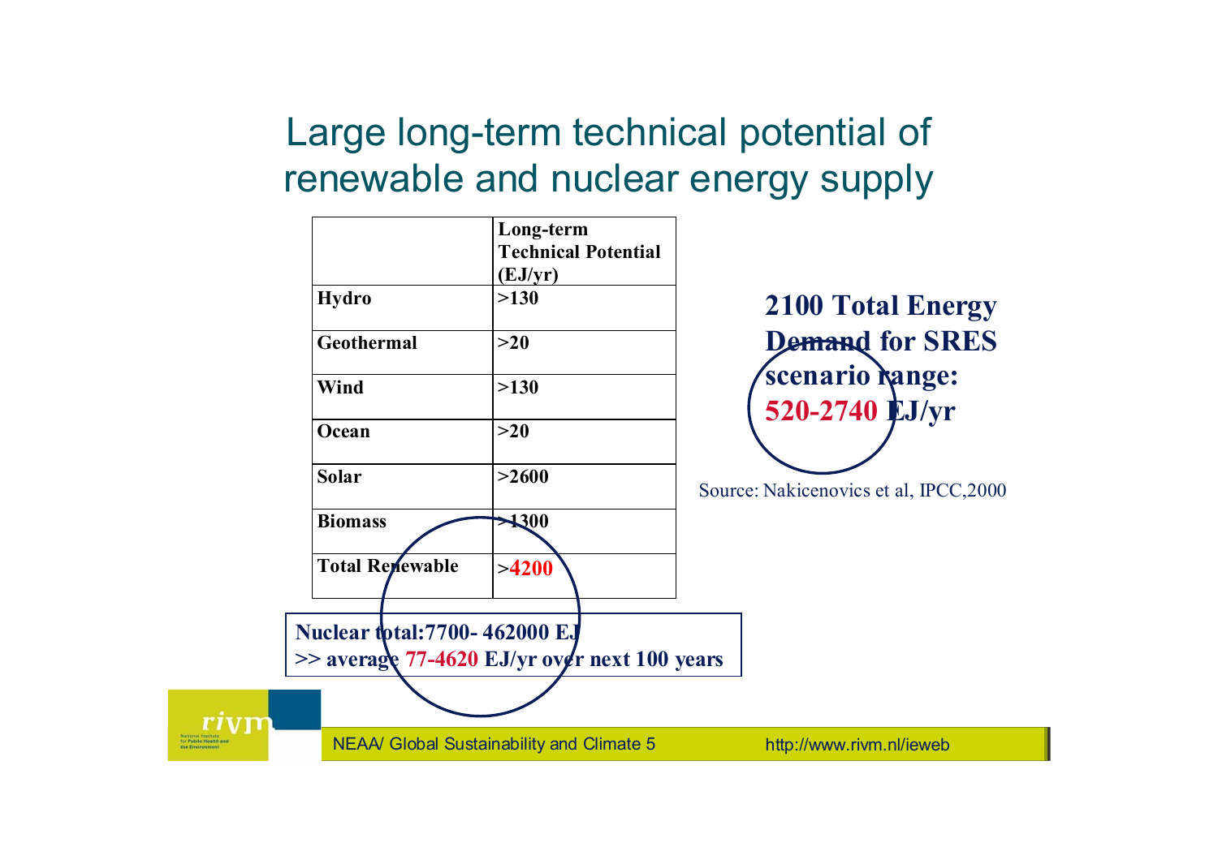# Large long-term technical potential of renewable and nuclear energy supply

| | Long-term Technical Potential (EJ/yr) |
|---|---|
| **Hydro** | **>130** |
| **Geothermal** | **>20** |
| **Wind** | **>130** |
| **Ocean** | **>20** |
| **Solar** | **>2600** |
| **Biomass** | **>1300** |
| **Total Renewable** | **>4200** |

**Nuclear total:7700- 462000 EJ**
**>> average 77-4620 EJ/yr over next 100 years**

**2100 Total Energy Demand for SRES scenario range: 520-2740 EJ/yr**

Source: Nakicenovics et al, IPCC,2000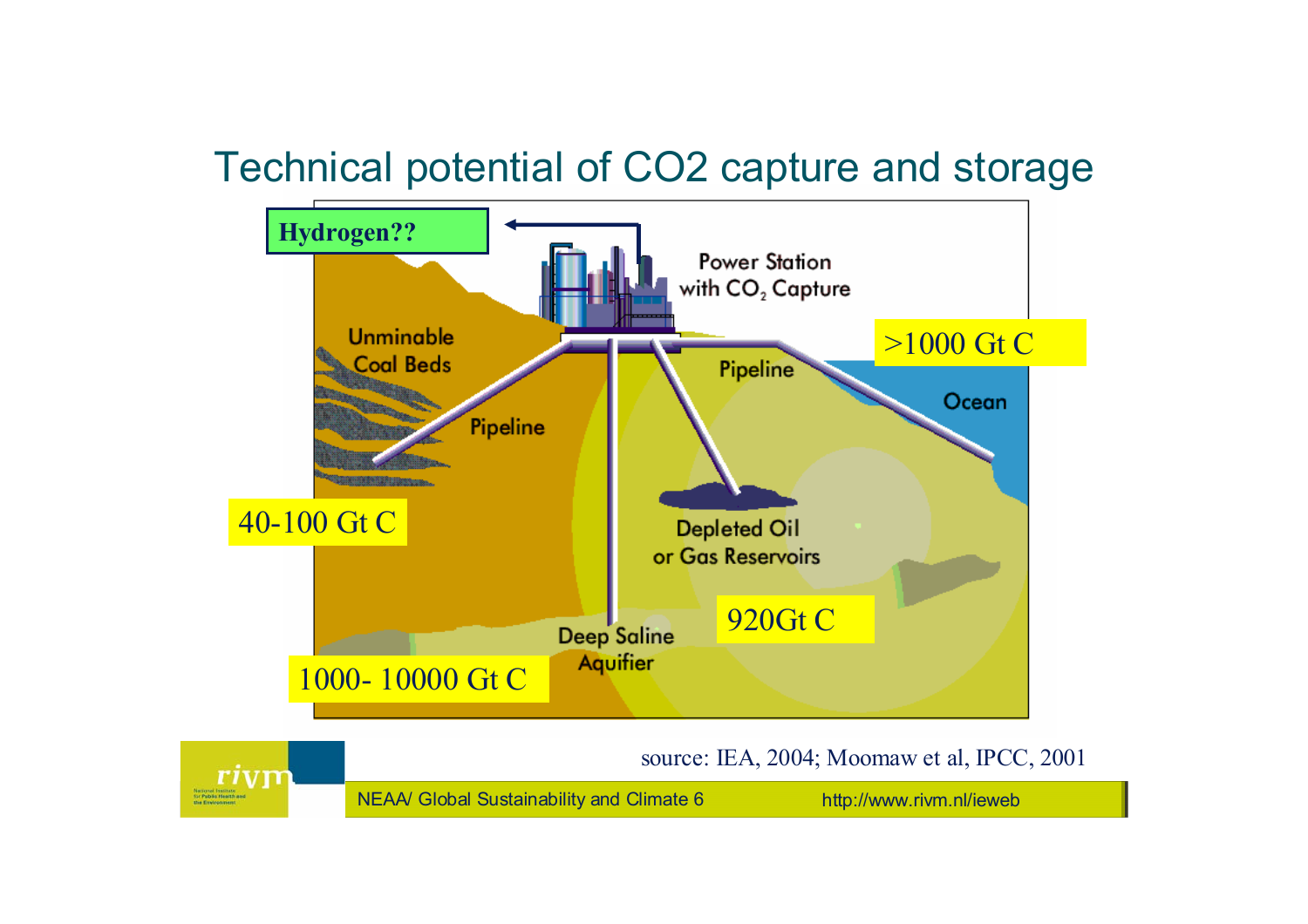# Technical potential of CO2 capture and storage

Hydrogen??

Power Station with $CO_2$ Capture

Unminable Coal Beds

Pipeline

Pipeline

>1000 Gt C

Ocean

40-100 Gt C

Depleted Oil or Gas Reservoirs

920Gt C

Deep Saline Aquifier

1000- 10000 Gt C

source: IEA, 2004; Moomaw et al, IPCC, 2001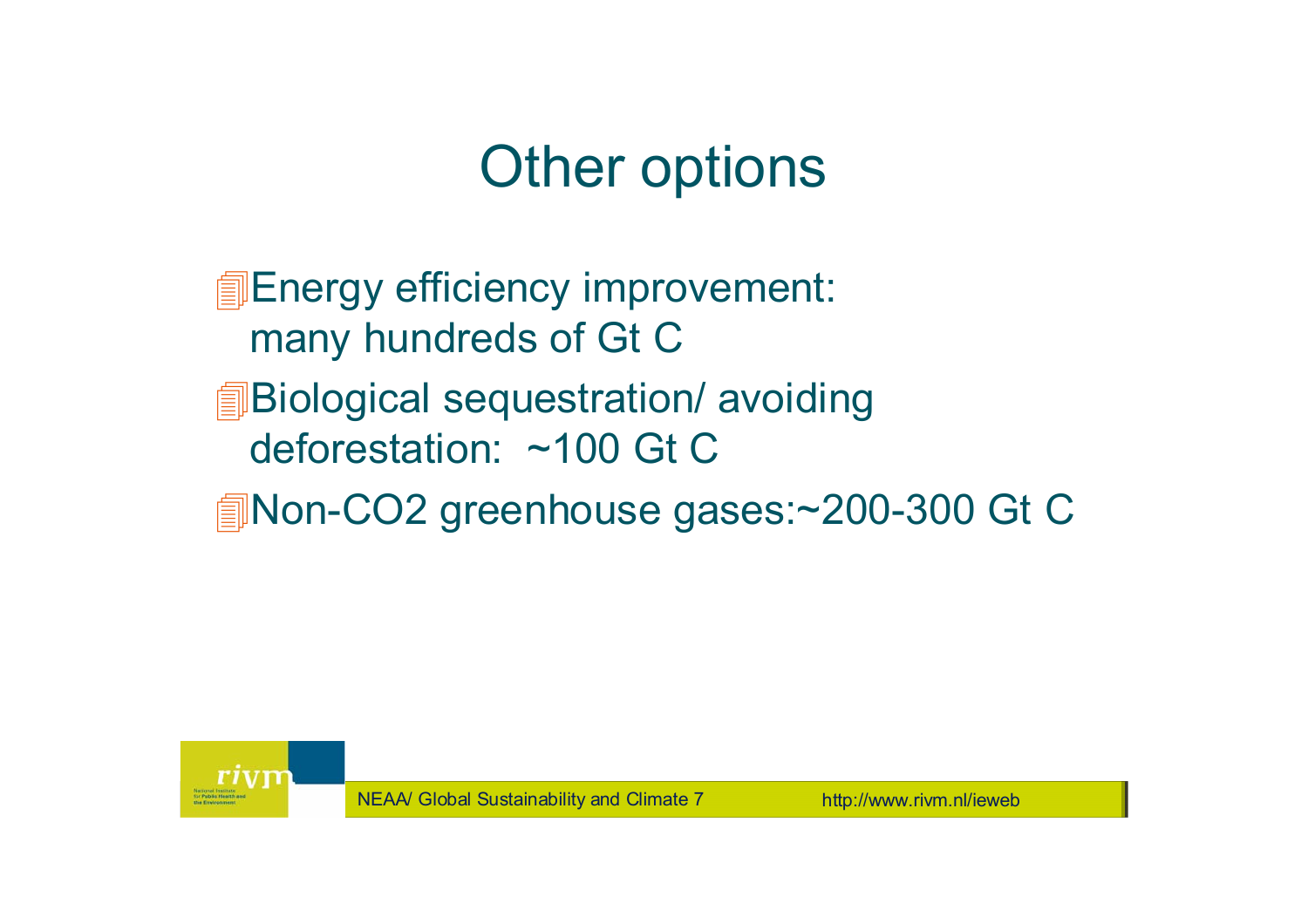# Other options

- Energy efficiency improvement: many hundreds of Gt C
- Biological sequestration/ avoiding deforestation: ~100 Gt C
- Non-CO2 greenhouse gases:~200-300 Gt C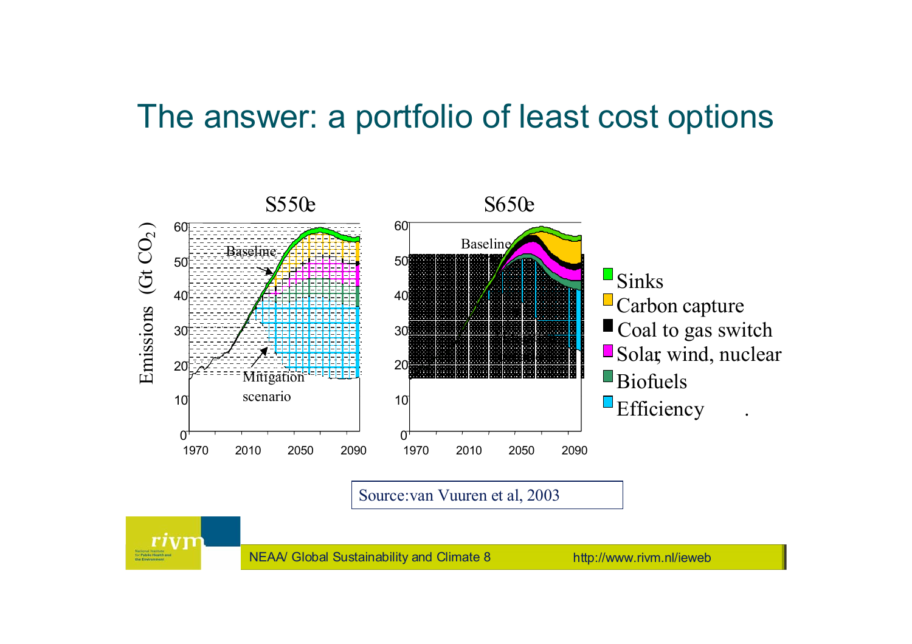# The answer: a portfolio of least cost options

S550e

S650e

Emissions (Gt $CO_2$)

Baseline

Mitigation scenario

- Sinks
- Carbon capture
- Coal to gas switch
- Solar, wind, nuclear
- Biofuels
- Efficiency

Source: van Vuuren et al, 2003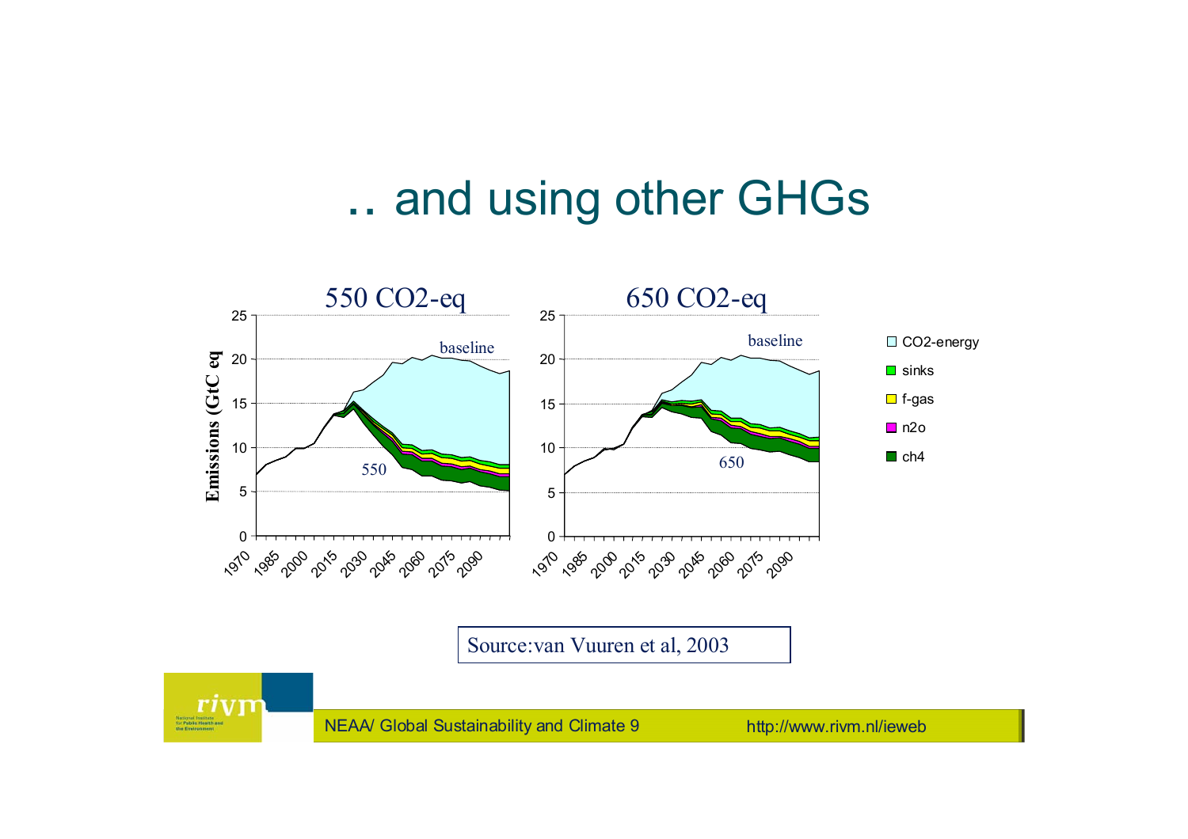# .. and using other GHGs

550 CO2-eq

650 CO2-eq

Emissions (GtC eq)

baseline

550

650

CO2-energy

sinks

f-gas

n2o

ch4

Source:van Vuuren et al, 2003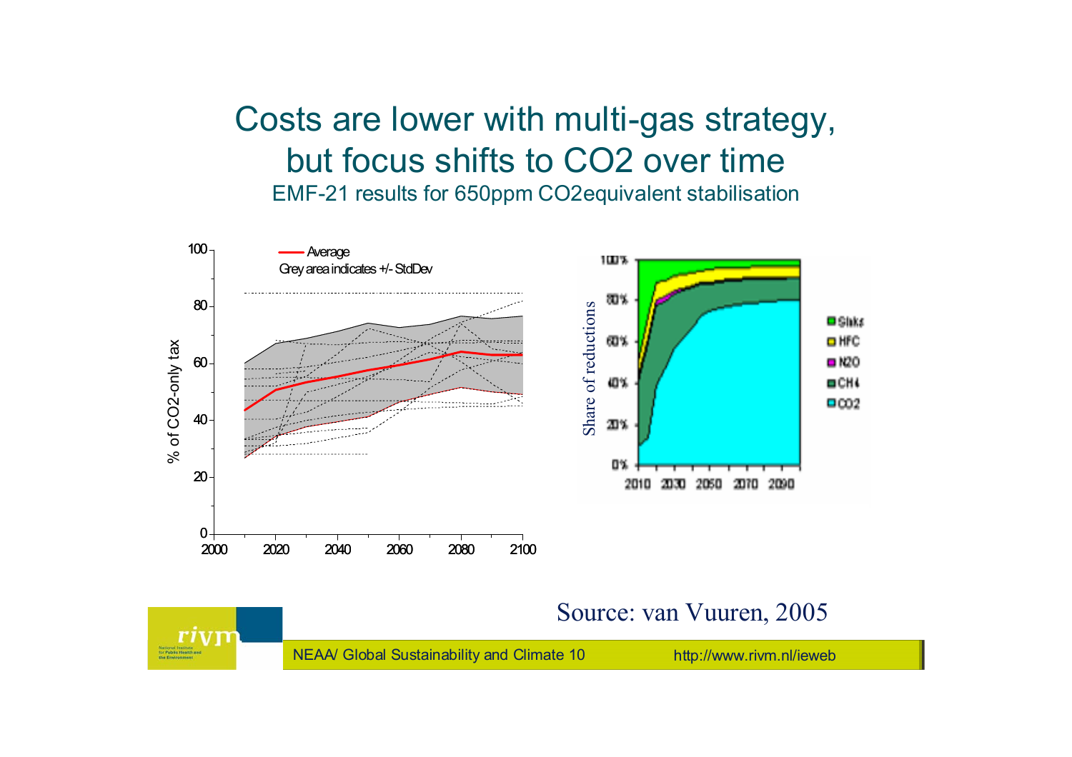# Costs are lower with multi-gas strategy, but focus shifts to CO2 over time

EMF-21 results for 650ppm CO2equivalent stabilisation

Source: van Vuuren, 2005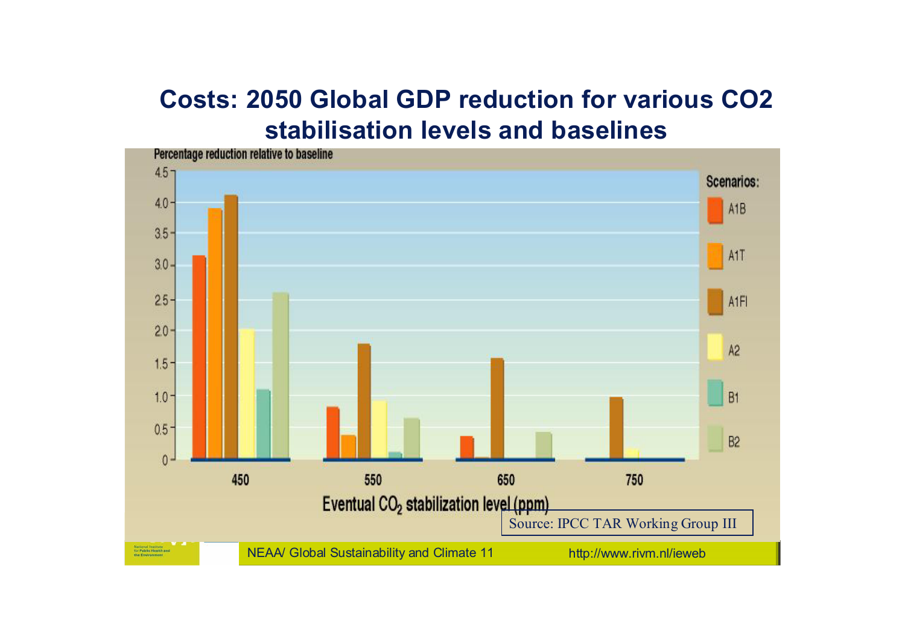# Costs: 2050 Global GDP reduction for various CO2 stabilisation levels and baselines

Percentage reduction relative to baseline

Scenarios: A1B, A1T, A1FI, A2, B1, B2

Eventual $CO_2$ stabilization level (ppm): 450, 550, 650, 750

Source: IPCC TAR Working Group III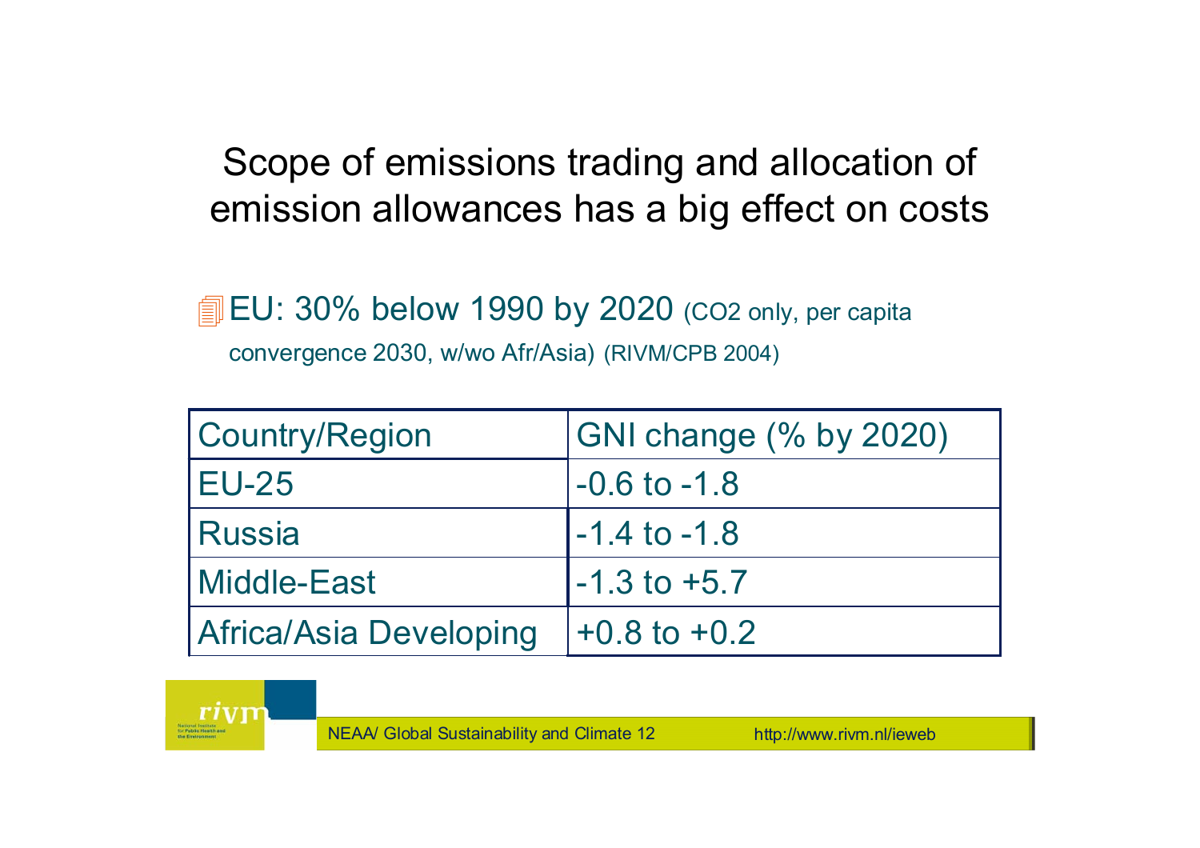# Scope of emissions trading and allocation of emission allowances has a big effect on costs

- EU: 30% below 1990 by 2020 (CO2 only, per capita convergence 2030, w/wo Afr/Asia) (RIVM/CPB 2004)

| Country/Region | GNI change (% by 2020) |
|---|---|
| EU-25 | -0.6 to -1.8 |
| Russia | -1.4 to -1.8 |
| Middle-East | -1.3 to +5.7 |
| Africa/Asia Developing | +0.8 to +0.2 |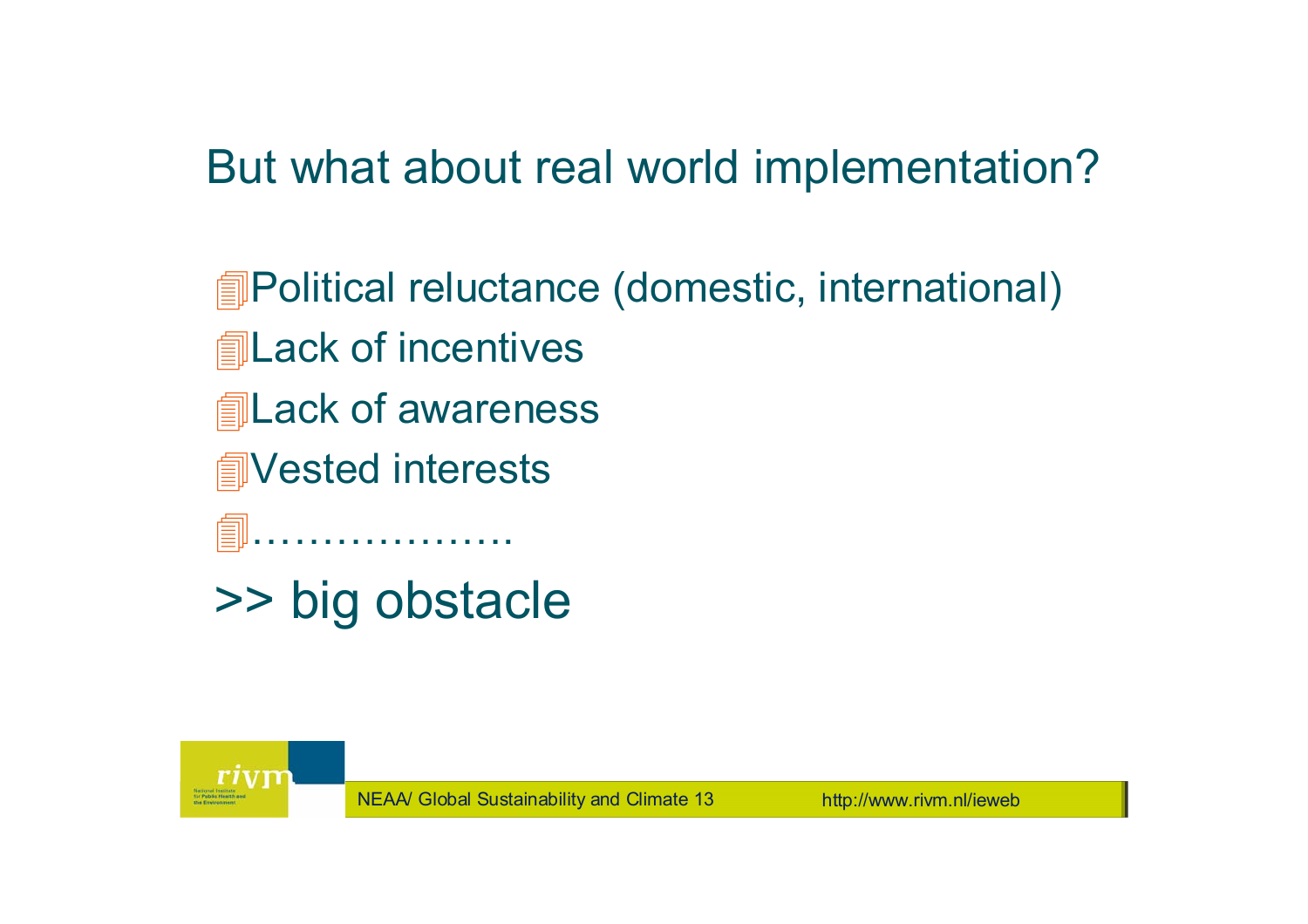# But what about real world implementation?

- Political reluctance (domestic, international)
- Lack of incentives
- Lack of awareness
- Vested interests
- ……………….

>> big obstacle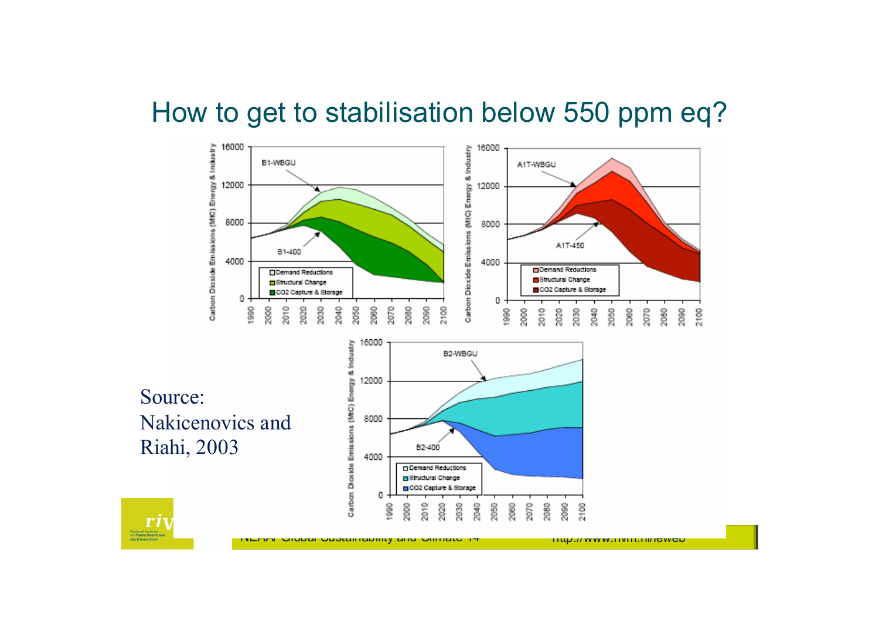# How to get to stabilisation below 550 ppm eq?

Source: Nakicenovics and Riahi, 2003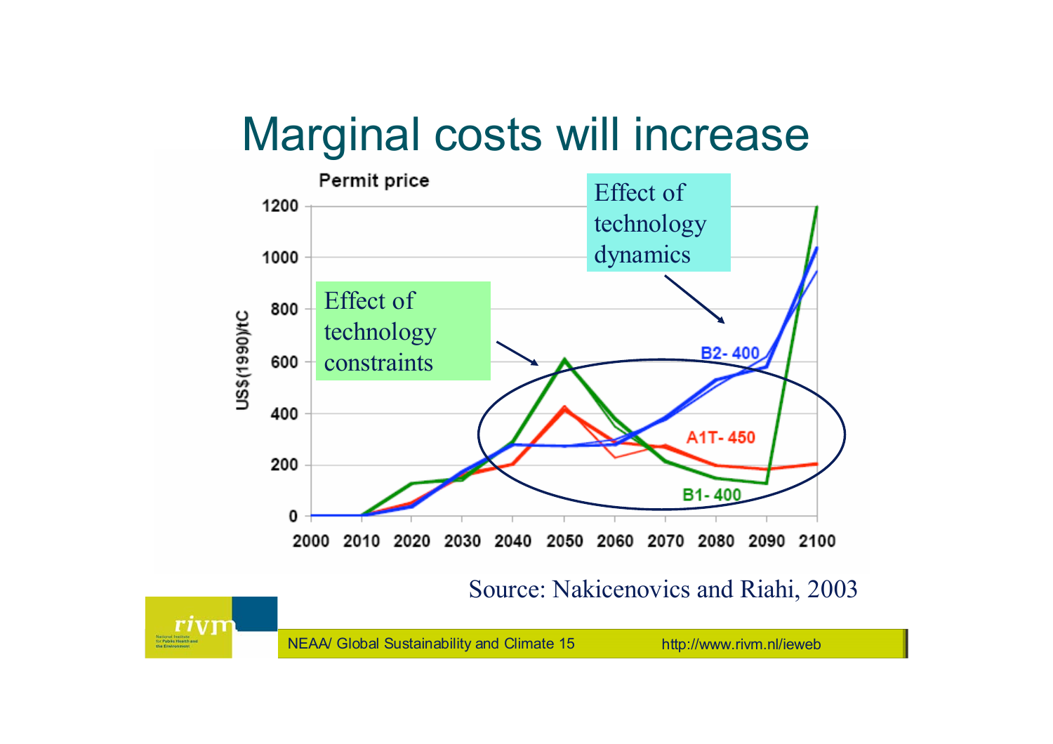# Marginal costs will increase

Permit price

| | 2000 | 2010 | 2020 | 2030 | 2040 | 2050 | 2060 | 2070 | 2080 | 2090 | 2100 |
|---|---|---|---|---|---|---|---|---|---|---|---|

US$(1990)/tC

B2- 400

A1T- 450

B1- 400

Effect of technology constraints

Effect of technology dynamics

Source: Nakicenovics and Riahi, 2003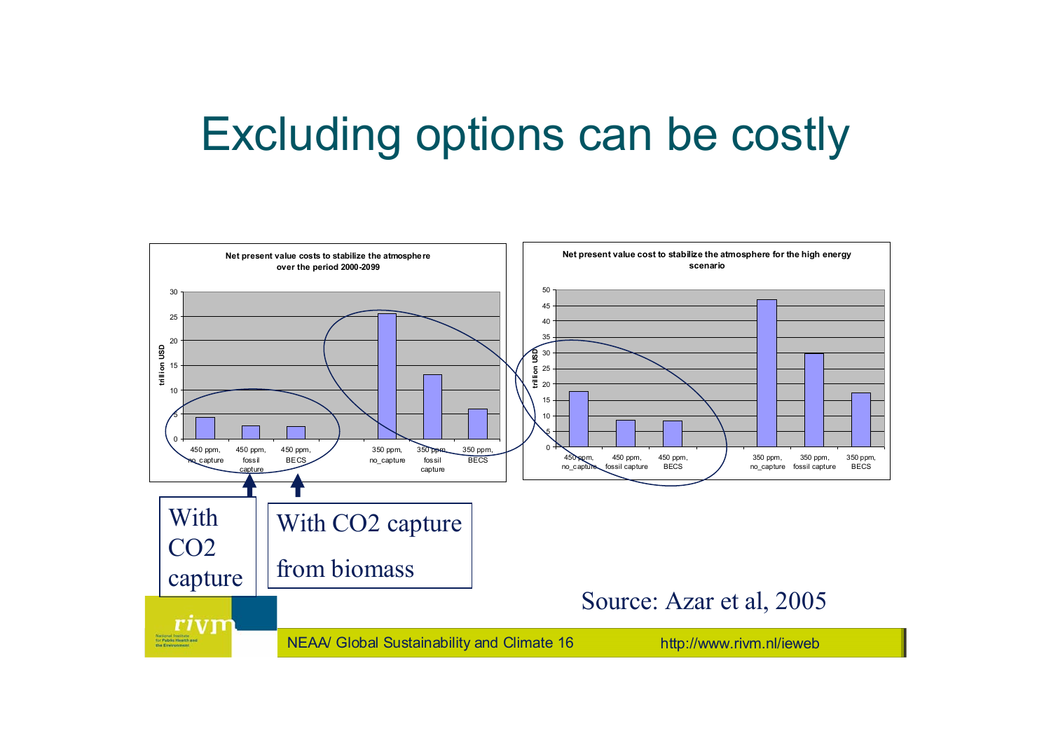# Excluding options can be costly

**Net present value costs to stabilize the atmosphere over the period 2000-2099**

trillion USD

| 450 ppm, no_capture | 450 ppm, fossil capture | 450 ppm, BECS | 350 ppm, no_capture | 350 ppm, fossil capture | 350 ppm, BECS |
|---|---|---|---|---|---|

**Net present value cost to stabilize the atmosphere for the high energy scenario**

trillion USD

| 450 ppm, no_capture | 450 ppm, fossil capture | 450 ppm, BECS | 350 ppm, no_capture | 350 ppm, fossil capture | 350 ppm, BECS |
|---|---|---|---|---|---|

With CO2 capture

With CO2 capture from biomass

Source: Azar et al, 2005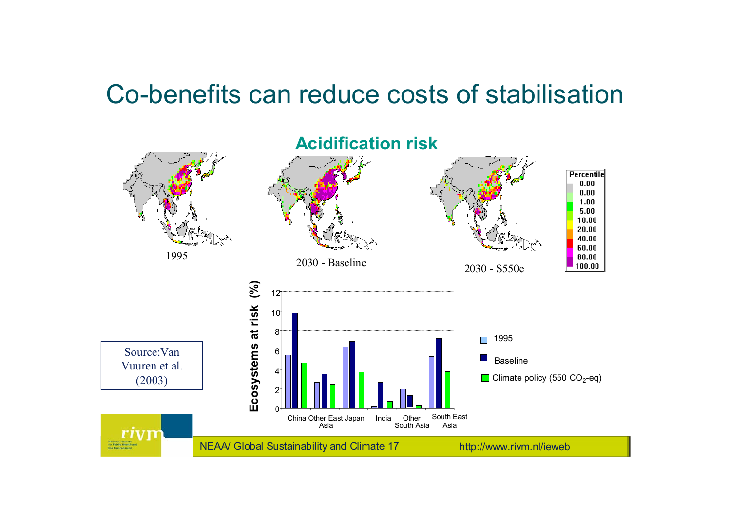# Co-benefits can reduce costs of stabilisation

## Acidification risk

1995

2030 - Baseline

2030 - S550e

| Percentile |
| --- |
| 0.00 |
| 0.00 |
| 1.00 |
| 5.00 |
| 10.00 |
| 20.00 |
| 40.00 |
| 60.00 |
| 80.00 |
| 100.00 |

Ecosystems at risk (%)

| Region | 1995 | Baseline | Climate policy (550 $CO_2$-eq) |
| --- | --- | --- | --- |
| China | 5.5 | 9.8 | 4.7 |
| Other East Asia | 2.7 | 3.5 | 2.5 |
| Japan | 6.3 | 6.9 | 3.7 |
| India | 0.2 | 2.7 | 0.7 |
| Other South Asia | 2.0 | 1.3 | 0.3 |
| South East Asia | 5.3 | 7.2 | 3.8 |

Source:Van Vuuren et al. (2003)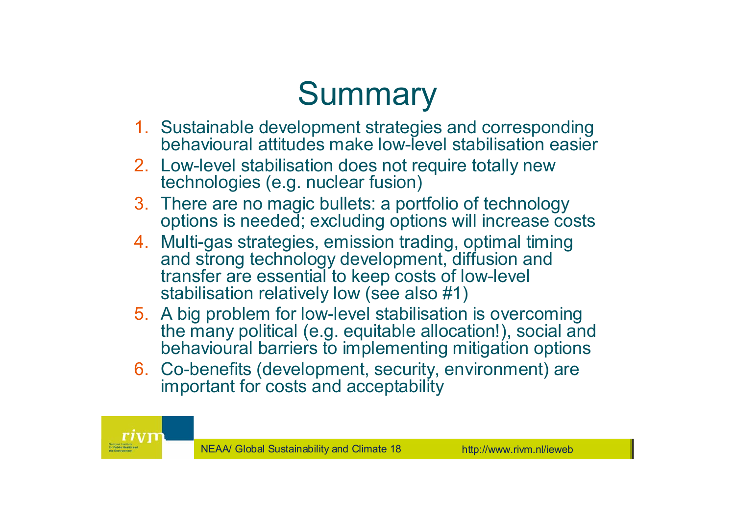# Summary

1. Sustainable development strategies and corresponding behavioural attitudes make low-level stabilisation easier
2. Low-level stabilisation does not require totally new technologies (e.g. nuclear fusion)
3. There are no magic bullets: a portfolio of technology options is needed; excluding options will increase costs
4. Multi-gas strategies, emission trading, optimal timing and strong technology development, diffusion and transfer are essential to keep costs of low-level stabilisation relatively low (see also #1)
5. A big problem for low-level stabilisation is overcoming the many political (e.g. equitable allocation!), social and behavioural barriers to implementing mitigation options
6. Co-benefits (development, security, environment) are important for costs and acceptability